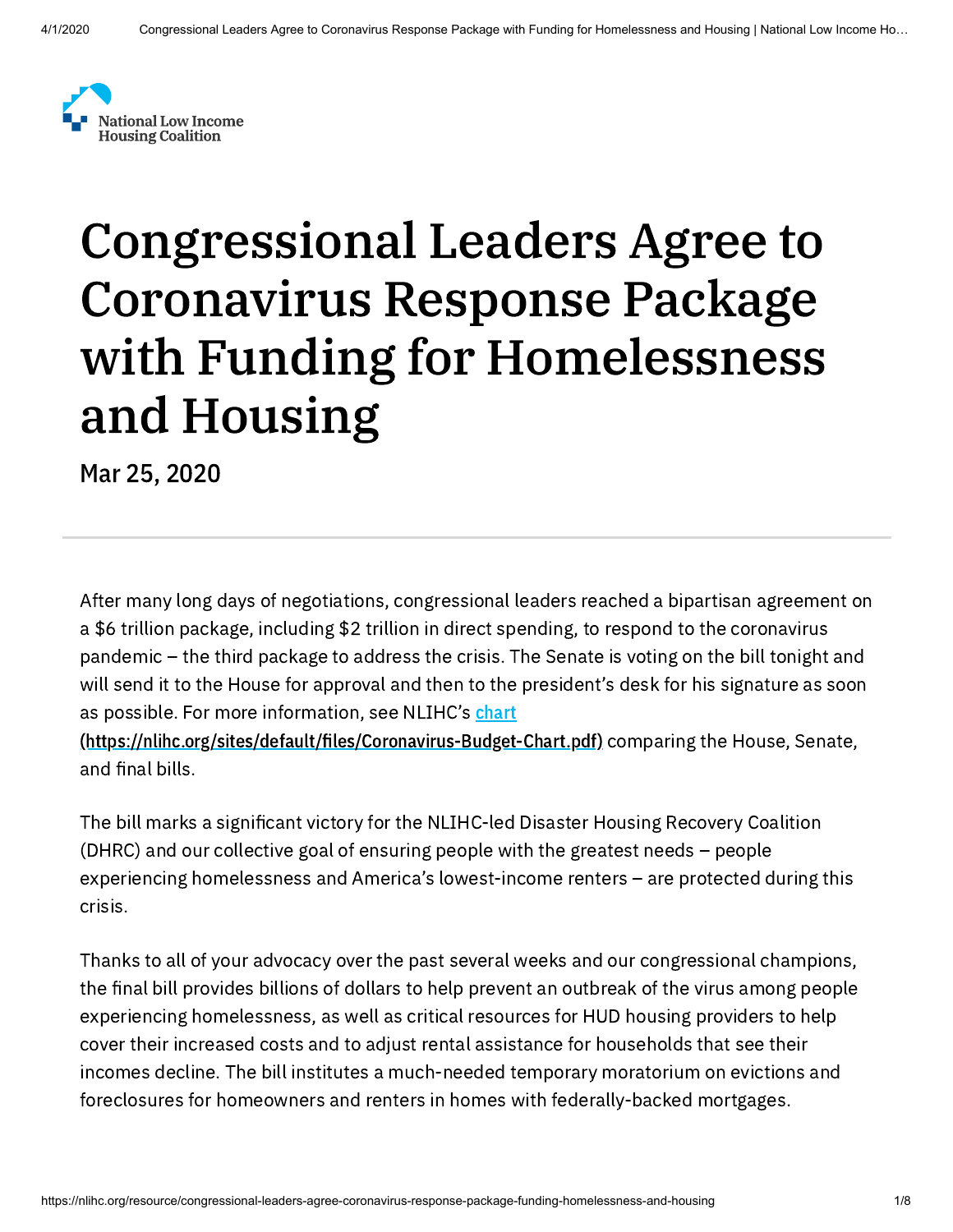National Low Income Housing Coalition

# Congressional Leaders Agree to Coronavirus Response Package with Funding for Homelessness and Housing

Mar 25, 2020

After many long days of negotiations, congressional leaders reached a bipartisan agreement on a $6 trillion package, including $2 trillion in direct spending, to respond to the coronavirus pandemic – the third package to address the crisis. The Senate is voting on the bill tonight and will send it to the House for approval and then to the president's desk for his signature as soon as possible. For more information, see NLIHC's [chart](https://nlihc.org/sites/default/files/Coronavirus-Budget-Chart.pdf) **(https://nlihc.org/sites/default/files/Coronavirus-Budget-Chart.pdf)** comparing the House, Senate, and final bills.

The bill marks a significant victory for the NLIHC-led Disaster Housing Recovery Coalition (DHRC) and our collective goal of ensuring people with the greatest needs – people experiencing homelessness and America's lowest-income renters – are protected during this crisis.

Thanks to all of your advocacy over the past several weeks and our congressional champions, the final bill provides billions of dollars to help prevent an outbreak of the virus among people experiencing homelessness, as well as critical resources for HUD housing providers to help cover their increased costs and to adjust rental assistance for households that see their incomes decline. The bill institutes a much-needed temporary moratorium on evictions and foreclosures for homeowners and renters in homes with federally-backed mortgages.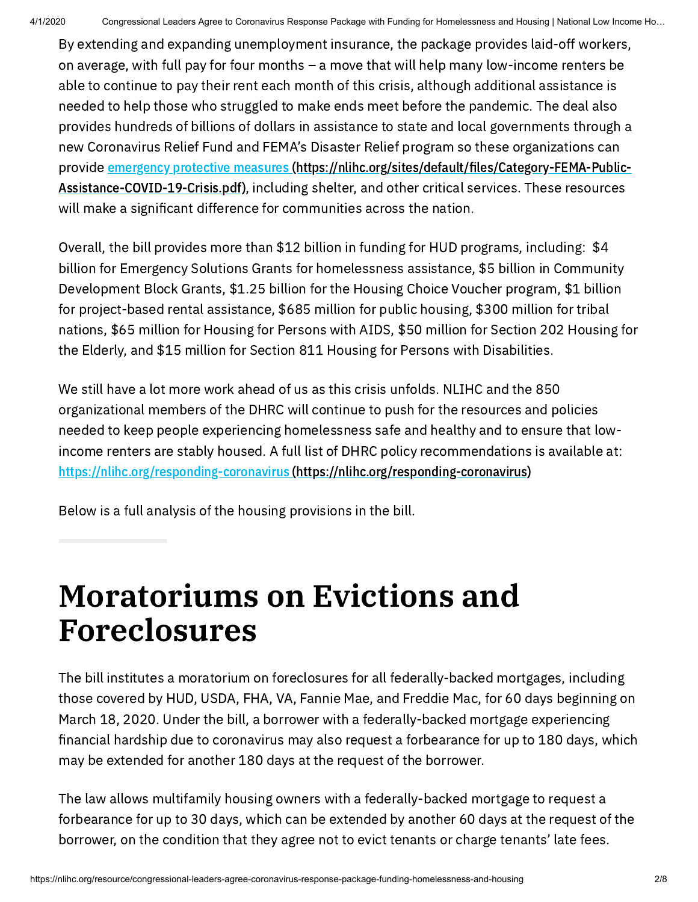By extending and expanding unemployment insurance, the package provides laid-off workers, on average, with full pay for four months – a move that will help many low-income renters be able to continue to pay their rent each month of this crisis, although additional assistance is needed to help those who struggled to make ends meet before the pandemic. The deal also provides hundreds of billions of dollars in assistance to state and local governments through a new Coronavirus Relief Fund and FEMA's Disaster Relief program so these organizations can provide emergency protective measures (https://nlihc.org/sites/default/files/Category-FEMA-Public-Assistance-COVID-19-Crisis.pdf), including shelter, and other critical services. These resources will make a significant difference for communities across the nation.

Overall, the bill provides more than $12 billion in funding for HUD programs, including: $4 billion for Emergency Solutions Grants for homelessness assistance, $5 billion in Community Development Block Grants, $1.25 billion for the Housing Choice Voucher program, $1 billion for project-based rental assistance, $685 million for public housing, $300 million for tribal nations, $65 million for Housing for Persons with AIDS, $50 million for Section 202 Housing for the Elderly, and $15 million for Section 811 Housing for Persons with Disabilities.

We still have a lot more work ahead of us as this crisis unfolds. NLIHC and the 850 organizational members of the DHRC will continue to push for the resources and policies needed to keep people experiencing homelessness safe and healthy and to ensure that low-income renters are stably housed. A full list of DHRC policy recommendations is available at: https://nlihc.org/responding-coronavirus (https://nlihc.org/responding-coronavirus)

Below is a full analysis of the housing provisions in the bill.

# Moratoriums on Evictions and Foreclosures

The bill institutes a moratorium on foreclosures for all federally-backed mortgages, including those covered by HUD, USDA, FHA, VA, Fannie Mae, and Freddie Mac, for 60 days beginning on March 18, 2020. Under the bill, a borrower with a federally-backed mortgage experiencing financial hardship due to coronavirus may also request a forbearance for up to 180 days, which may be extended for another 180 days at the request of the borrower.

The law allows multifamily housing owners with a federally-backed mortgage to request a forbearance for up to 30 days, which can be extended by another 60 days at the request of the borrower, on the condition that they agree not to evict tenants or charge tenants' late fees.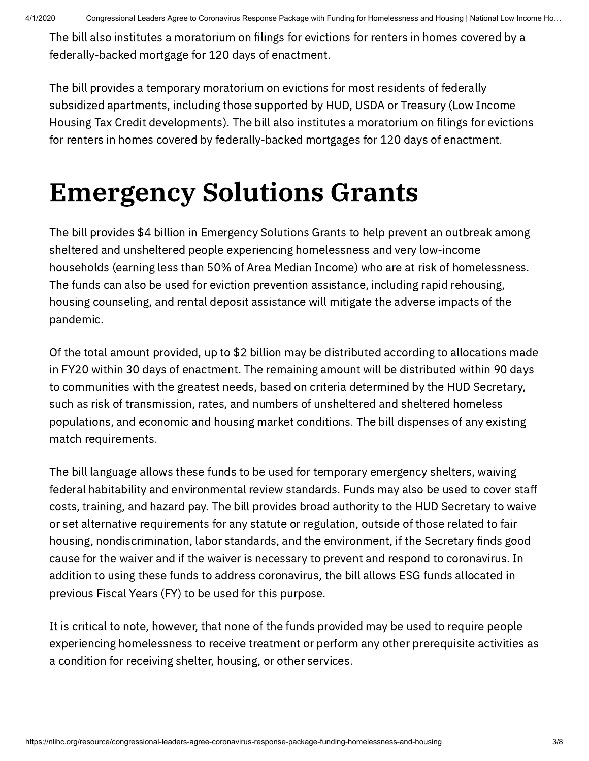The bill also institutes a moratorium on filings for evictions for renters in homes covered by a federally-backed mortgage for 120 days of enactment.

The bill provides a temporary moratorium on evictions for most residents of federally subsidized apartments, including those supported by HUD, USDA or Treasury (Low Income Housing Tax Credit developments). The bill also institutes a moratorium on filings for evictions for renters in homes covered by federally-backed mortgages for 120 days of enactment.

# Emergency Solutions Grants

The bill provides $4 billion in Emergency Solutions Grants to help prevent an outbreak among sheltered and unsheltered people experiencing homelessness and very low-income households (earning less than 50% of Area Median Income) who are at risk of homelessness. The funds can also be used for eviction prevention assistance, including rapid rehousing, housing counseling, and rental deposit assistance will mitigate the adverse impacts of the pandemic.

Of the total amount provided, up to $2 billion may be distributed according to allocations made in FY20 within 30 days of enactment. The remaining amount will be distributed within 90 days to communities with the greatest needs, based on criteria determined by the HUD Secretary, such as risk of transmission, rates, and numbers of unsheltered and sheltered homeless populations, and economic and housing market conditions. The bill dispenses of any existing match requirements.

The bill language allows these funds to be used for temporary emergency shelters, waiving federal habitability and environmental review standards. Funds may also be used to cover staff costs, training, and hazard pay. The bill provides broad authority to the HUD Secretary to waive or set alternative requirements for any statute or regulation, outside of those related to fair housing, nondiscrimination, labor standards, and the environment, if the Secretary finds good cause for the waiver and if the waiver is necessary to prevent and respond to coronavirus. In addition to using these funds to address coronavirus, the bill allows ESG funds allocated in previous Fiscal Years (FY) to be used for this purpose.

It is critical to note, however, that none of the funds provided may be used to require people experiencing homelessness to receive treatment or perform any other prerequisite activities as a condition for receiving shelter, housing, or other services.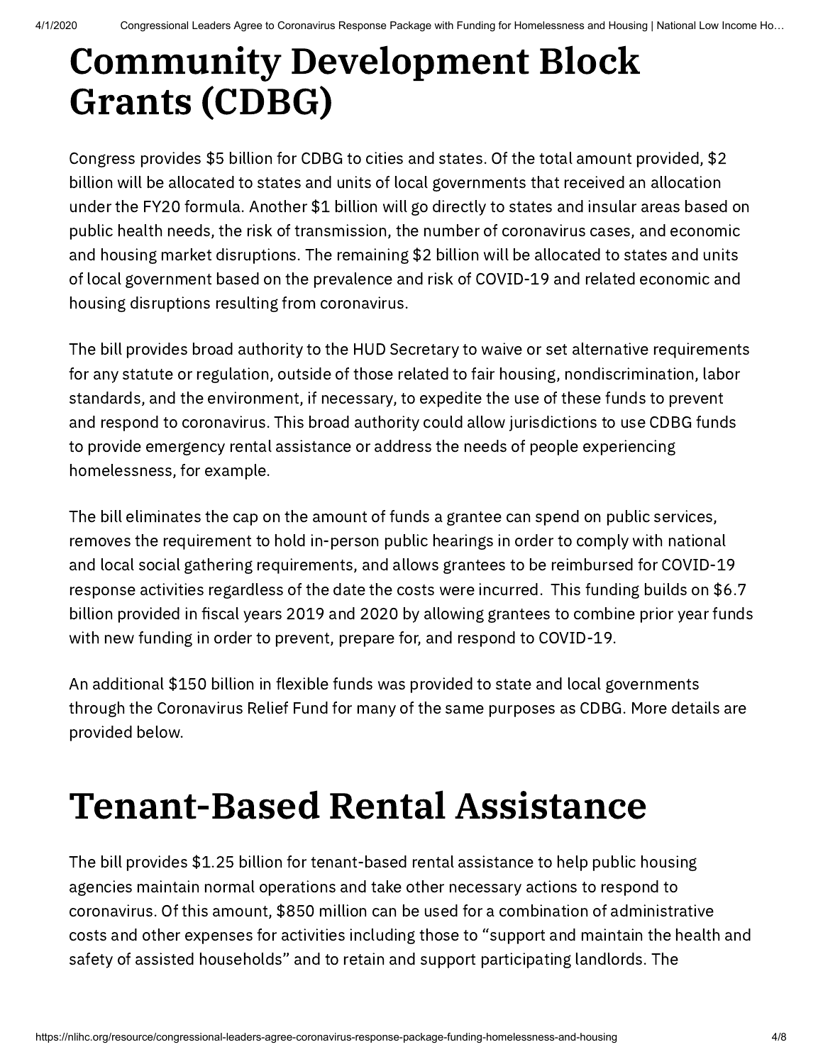# Community Development Block Grants (CDBG)

Congress provides $5 billion for CDBG to cities and states. Of the total amount provided, $2 billion will be allocated to states and units of local governments that received an allocation under the FY20 formula. Another $1 billion will go directly to states and insular areas based on public health needs, the risk of transmission, the number of coronavirus cases, and economic and housing market disruptions. The remaining $2 billion will be allocated to states and units of local government based on the prevalence and risk of COVID-19 and related economic and housing disruptions resulting from coronavirus.

The bill provides broad authority to the HUD Secretary to waive or set alternative requirements for any statute or regulation, outside of those related to fair housing, nondiscrimination, labor standards, and the environment, if necessary, to expedite the use of these funds to prevent and respond to coronavirus. This broad authority could allow jurisdictions to use CDBG funds to provide emergency rental assistance or address the needs of people experiencing homelessness, for example.

The bill eliminates the cap on the amount of funds a grantee can spend on public services, removes the requirement to hold in-person public hearings in order to comply with national and local social gathering requirements, and allows grantees to be reimbursed for COVID-19 response activities regardless of the date the costs were incurred. This funding builds on $6.7 billion provided in fiscal years 2019 and 2020 by allowing grantees to combine prior year funds with new funding in order to prevent, prepare for, and respond to COVID-19.

An additional $150 billion in flexible funds was provided to state and local governments through the Coronavirus Relief Fund for many of the same purposes as CDBG. More details are provided below.

# Tenant-Based Rental Assistance

The bill provides $1.25 billion for tenant-based rental assistance to help public housing agencies maintain normal operations and take other necessary actions to respond to coronavirus. Of this amount, $850 million can be used for a combination of administrative costs and other expenses for activities including those to "support and maintain the health and safety of assisted households" and to retain and support participating landlords. The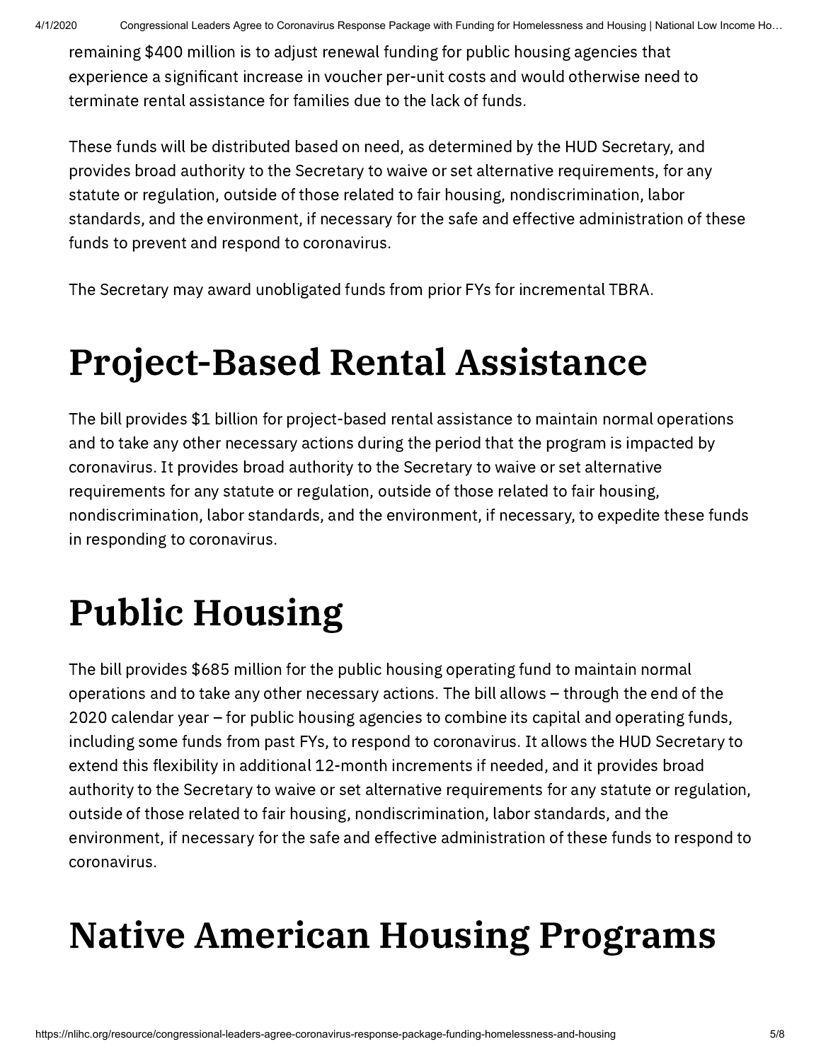remaining $400 million is to adjust renewal funding for public housing agencies that experience a significant increase in voucher per-unit costs and would otherwise need to terminate rental assistance for families due to the lack of funds.

These funds will be distributed based on need, as determined by the HUD Secretary, and provides broad authority to the Secretary to waive or set alternative requirements, for any statute or regulation, outside of those related to fair housing, nondiscrimination, labor standards, and the environment, if necessary for the safe and effective administration of these funds to prevent and respond to coronavirus.

The Secretary may award unobligated funds from prior FYs for incremental TBRA.

# Project-Based Rental Assistance

The bill provides $1 billion for project-based rental assistance to maintain normal operations and to take any other necessary actions during the period that the program is impacted by coronavirus. It provides broad authority to the Secretary to waive or set alternative requirements for any statute or regulation, outside of those related to fair housing, nondiscrimination, labor standards, and the environment, if necessary, to expedite these funds in responding to coronavirus.

# Public Housing

The bill provides $685 million for the public housing operating fund to maintain normal operations and to take any other necessary actions. The bill allows – through the end of the 2020 calendar year – for public housing agencies to combine its capital and operating funds, including some funds from past FYs, to respond to coronavirus. It allows the HUD Secretary to extend this flexibility in additional 12-month increments if needed, and it provides broad authority to the Secretary to waive or set alternative requirements for any statute or regulation, outside of those related to fair housing, nondiscrimination, labor standards, and the environment, if necessary for the safe and effective administration of these funds to respond to coronavirus.

# Native American Housing Programs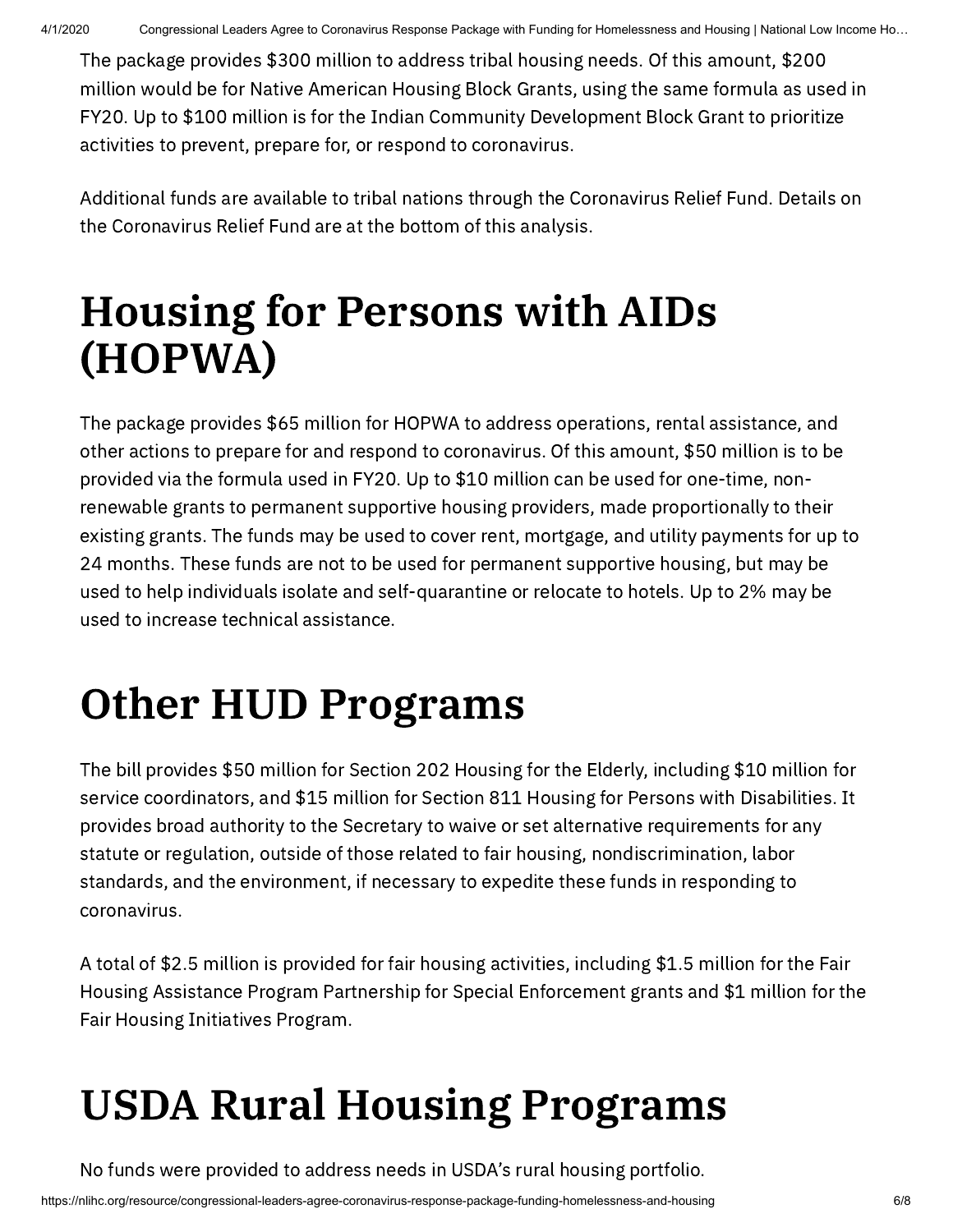The package provides $300 million to address tribal housing needs. Of this amount, $200 million would be for Native American Housing Block Grants, using the same formula as used in FY20. Up to $100 million is for the Indian Community Development Block Grant to prioritize activities to prevent, prepare for, or respond to coronavirus.

Additional funds are available to tribal nations through the Coronavirus Relief Fund. Details on the Coronavirus Relief Fund are at the bottom of this analysis.

# Housing for Persons with AIDs (HOPWA)

The package provides $65 million for HOPWA to address operations, rental assistance, and other actions to prepare for and respond to coronavirus. Of this amount, $50 million is to be provided via the formula used in FY20. Up to $10 million can be used for one-time, non-renewable grants to permanent supportive housing providers, made proportionally to their existing grants. The funds may be used to cover rent, mortgage, and utility payments for up to 24 months. These funds are not to be used for permanent supportive housing, but may be used to help individuals isolate and self-quarantine or relocate to hotels. Up to 2% may be used to increase technical assistance.

# Other HUD Programs

The bill provides $50 million for Section 202 Housing for the Elderly, including $10 million for service coordinators, and $15 million for Section 811 Housing for Persons with Disabilities. It provides broad authority to the Secretary to waive or set alternative requirements for any statute or regulation, outside of those related to fair housing, nondiscrimination, labor standards, and the environment, if necessary to expedite these funds in responding to coronavirus.

A total of $2.5 million is provided for fair housing activities, including $1.5 million for the Fair Housing Assistance Program Partnership for Special Enforcement grants and $1 million for the Fair Housing Initiatives Program.

# USDA Rural Housing Programs

No funds were provided to address needs in USDA's rural housing portfolio.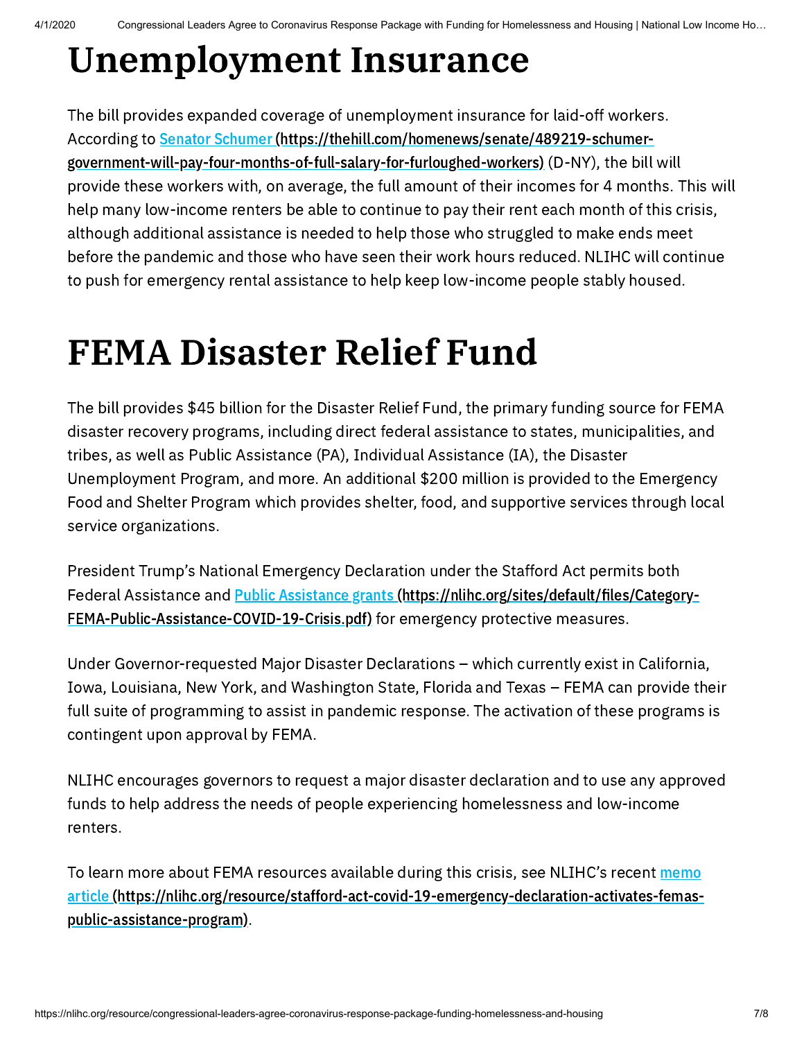# Unemployment Insurance

The bill provides expanded coverage of unemployment insurance for laid-off workers. According to [Senator Schumer (https://thehill.com/homenews/senate/489219-schumer-government-will-pay-four-months-of-full-salary-for-furloughed-workers)](https://thehill.com/homenews/senate/489219-schumer-government-will-pay-four-months-of-full-salary-for-furloughed-workers) (D-NY), the bill will provide these workers with, on average, the full amount of their incomes for 4 months. This will help many low-income renters be able to continue to pay their rent each month of this crisis, although additional assistance is needed to help those who struggled to make ends meet before the pandemic and those who have seen their work hours reduced. NLIHC will continue to push for emergency rental assistance to help keep low-income people stably housed.

# FEMA Disaster Relief Fund

The bill provides $45 billion for the Disaster Relief Fund, the primary funding source for FEMA disaster recovery programs, including direct federal assistance to states, municipalities, and tribes, as well as Public Assistance (PA), Individual Assistance (IA), the Disaster Unemployment Program, and more. An additional $200 million is provided to the Emergency Food and Shelter Program which provides shelter, food, and supportive services through local service organizations.

President Trump's National Emergency Declaration under the Stafford Act permits both Federal Assistance and [Public Assistance grants (https://nlihc.org/sites/default/files/Category-FEMA-Public-Assistance-COVID-19-Crisis.pdf)](https://nlihc.org/sites/default/files/Category-FEMA-Public-Assistance-COVID-19-Crisis.pdf) for emergency protective measures.

Under Governor-requested Major Disaster Declarations – which currently exist in California, Iowa, Louisiana, New York, and Washington State, Florida and Texas – FEMA can provide their full suite of programming to assist in pandemic response. The activation of these programs is contingent upon approval by FEMA.

NLIHC encourages governors to request a major disaster declaration and to use any approved funds to help address the needs of people experiencing homelessness and low-income renters.

To learn more about FEMA resources available during this crisis, see NLIHC's recent [memo article (https://nlihc.org/resource/stafford-act-covid-19-emergency-declaration-activates-femas-public-assistance-program)](https://nlihc.org/resource/stafford-act-covid-19-emergency-declaration-activates-femas-public-assistance-program).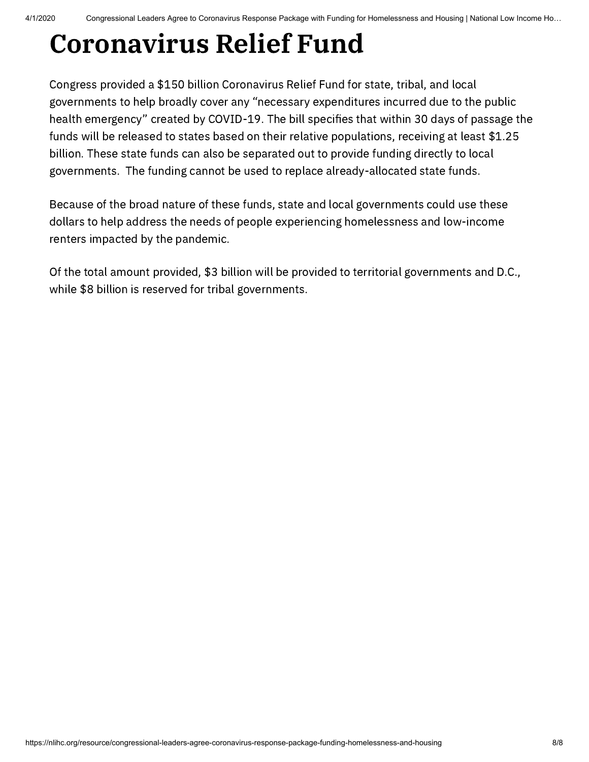# Coronavirus Relief Fund

Congress provided a $150 billion Coronavirus Relief Fund for state, tribal, and local governments to help broadly cover any "necessary expenditures incurred due to the public health emergency" created by COVID-19. The bill specifies that within 30 days of passage the funds will be released to states based on their relative populations, receiving at least $1.25 billion. These state funds can also be separated out to provide funding directly to local governments. The funding cannot be used to replace already-allocated state funds.

Because of the broad nature of these funds, state and local governments could use these dollars to help address the needs of people experiencing homelessness and low-income renters impacted by the pandemic.

Of the total amount provided, $3 billion will be provided to territorial governments and D.C., while $8 billion is reserved for tribal governments.